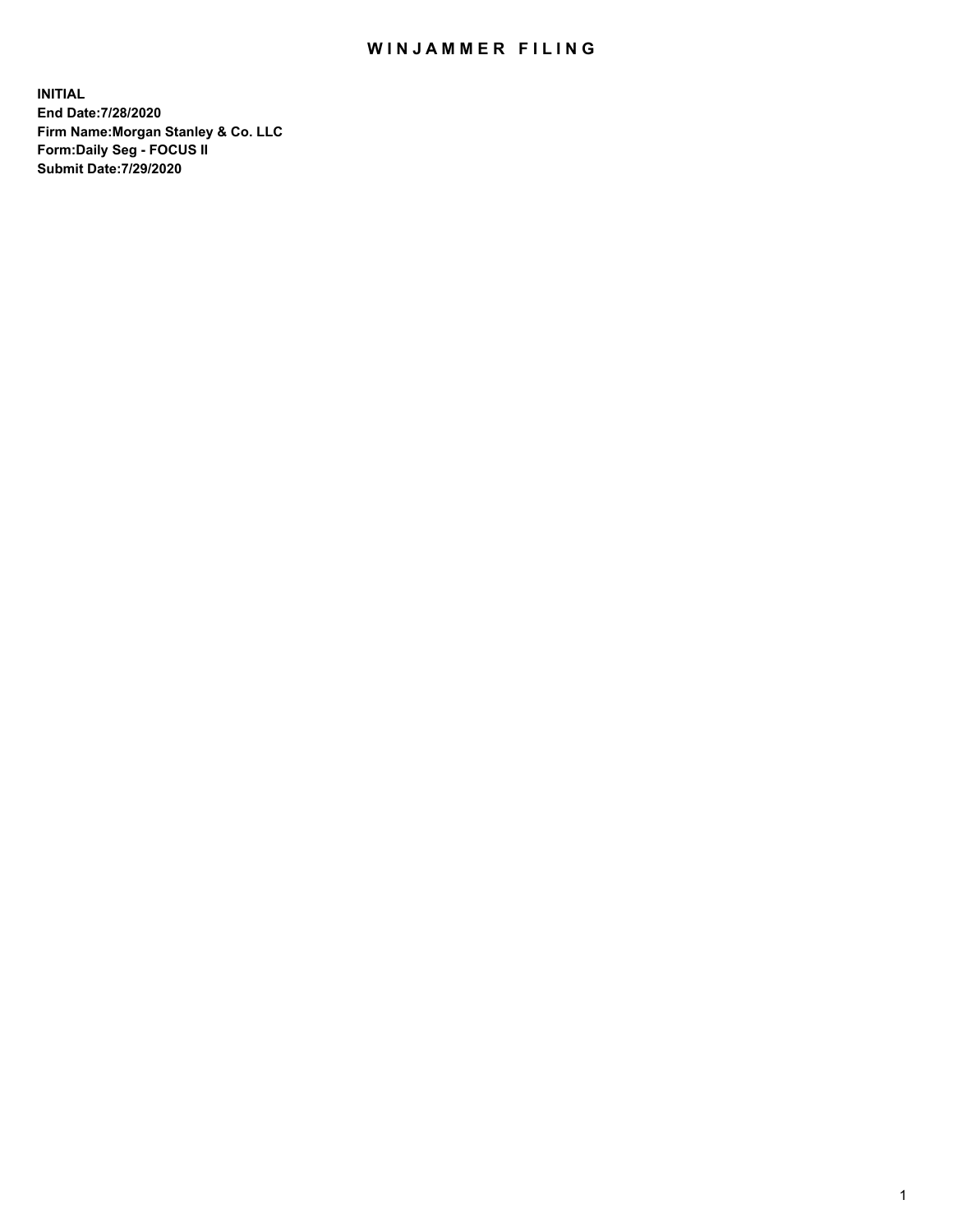# WINJAMMER FILING

**INITIAL**
**End Date:7/28/2020**
**Firm Name:Morgan Stanley & Co. LLC**
**Form:Daily Seg - FOCUS II**
**Submit Date:7/29/2020**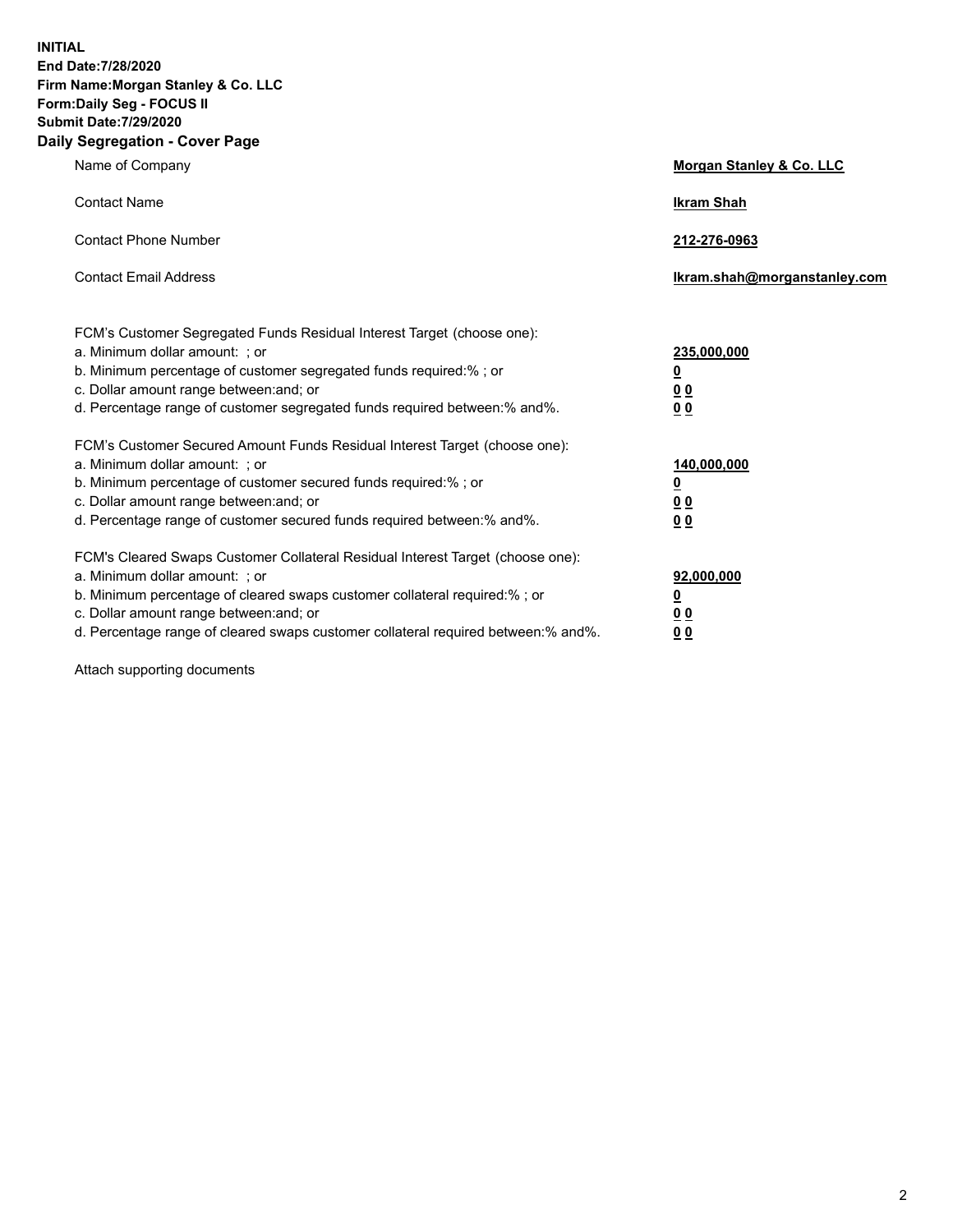**INITIAL**
**End Date:7/28/2020**
**Firm Name:Morgan Stanley & Co. LLC**
**Form:Daily Seg - FOCUS II**
**Submit Date:7/29/2020**
**Daily Segregation - Cover Page**

| | |
|---|---|
| Name of Company | **Morgan Stanley & Co. LLC** |
| Contact Name | **Ikram Shah** |
| Contact Phone Number | **212-276-0963** |
| Contact Email Address | **Ikram.shah@morganstanley.com** |

FCM's Customer Segregated Funds Residual Interest Target (choose one):

| | |
|---|---|
| a. Minimum dollar amount: ; or | **235,000,000** |
| b. Minimum percentage of customer segregated funds required:% ; or | **0** |
| c. Dollar amount range between:and; or | **0 0** |
| d. Percentage range of customer segregated funds required between:% and%. | **0 0** |

FCM's Customer Secured Amount Funds Residual Interest Target (choose one):

| | |
|---|---|
| a. Minimum dollar amount: ; or | **140,000,000** |
| b. Minimum percentage of customer secured funds required:% ; or | **0** |
| c. Dollar amount range between:and; or | **0 0** |
| d. Percentage range of customer secured funds required between:% and%. | **0 0** |

FCM's Cleared Swaps Customer Collateral Residual Interest Target (choose one):

| | |
|---|---|
| a. Minimum dollar amount: ; or | **92,000,000** |
| b. Minimum percentage of cleared swaps customer collateral required:% ; or | **0** |
| c. Dollar amount range between:and; or | **0 0** |
| d. Percentage range of cleared swaps customer collateral required between:% and%. | **0 0** |

Attach supporting documents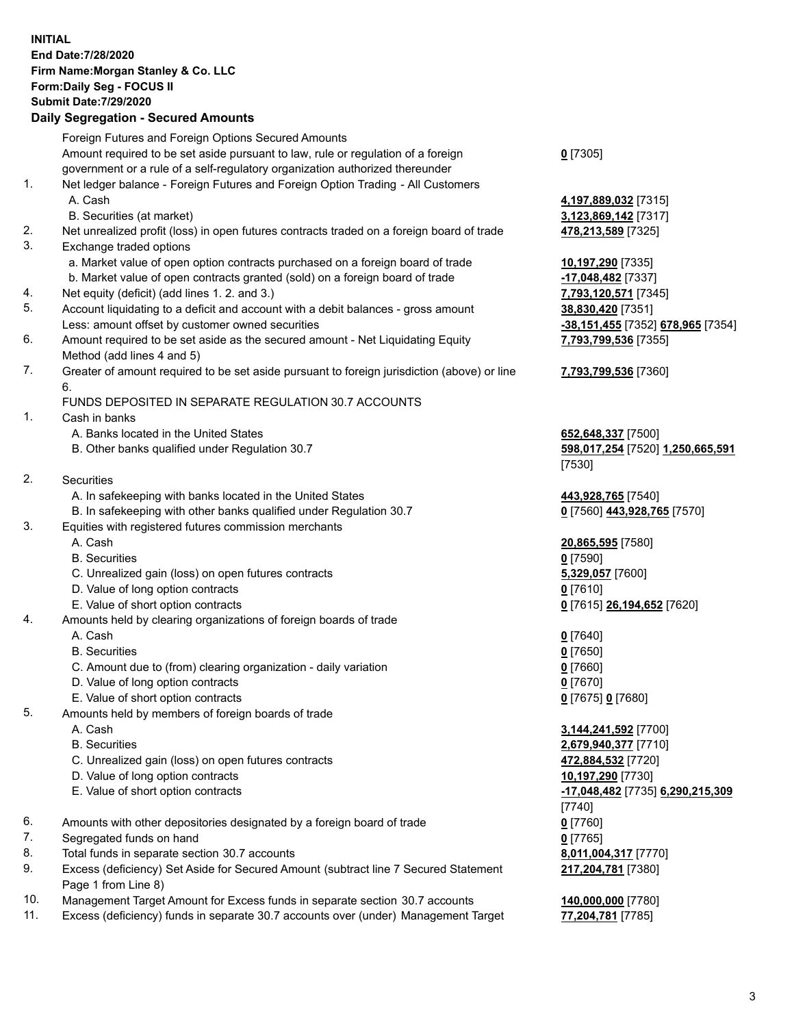**INITIAL**
**End Date:7/28/2020**
**Firm Name:Morgan Stanley & Co. LLC**
**Form:Daily Seg - FOCUS II**
**Submit Date:7/29/2020**

## Daily Segregation - Secured Amounts

| | | |
|---|---|---|
| | Foreign Futures and Foreign Options Secured Amounts | |
| | Amount required to be set aside pursuant to law, rule or regulation of a foreign government or a rule of a self-regulatory organization authorized thereunder | **0** [7305] |
| 1. | Net ledger balance - Foreign Futures and Foreign Option Trading - All Customers | |
| | A. Cash | **4,197,889,032** [7315] |
| | B. Securities (at market) | **3,123,869,142** [7317] |
| 2. | Net unrealized profit (loss) in open futures contracts traded on a foreign board of trade | **478,213,589** [7325] |
| 3. | Exchange traded options | |
| | a. Market value of open option contracts purchased on a foreign board of trade | **10,197,290** [7335] |
| | b. Market value of open contracts granted (sold) on a foreign board of trade | **-17,048,482** [7337] |
| 4. | Net equity (deficit) (add lines 1. 2. and 3.) | **7,793,120,571** [7345] |
| 5. | Account liquidating to a deficit and account with a debit balances - gross amount | **38,830,420** [7351] |
| | Less: amount offset by customer owned securities | **-38,151,455** [7352] **678,965** [7354] |
| 6. | Amount required to be set aside as the secured amount - Net Liquidating Equity Method (add lines 4 and 5) | **7,793,799,536** [7355] |
| 7. | Greater of amount required to be set aside pursuant to foreign jurisdiction (above) or line 6. | **7,793,799,536** [7360] |
| | FUNDS DEPOSITED IN SEPARATE REGULATION 30.7 ACCOUNTS | |
| 1. | Cash in banks | |
| | A. Banks located in the United States | **652,648,337** [7500] |
| | B. Other banks qualified under Regulation 30.7 | **598,017,254** [7520] **1,250,665,591** [7530] |
| 2. | Securities | |
| | A. In safekeeping with banks located in the United States | **443,928,765** [7540] |
| | B. In safekeeping with other banks qualified under Regulation 30.7 | **0** [7560] **443,928,765** [7570] |
| 3. | Equities with registered futures commission merchants | |
| | A. Cash | **20,865,595** [7580] |
| | B. Securities | **0** [7590] |
| | C. Unrealized gain (loss) on open futures contracts | **5,329,057** [7600] |
| | D. Value of long option contracts | **0** [7610] |
| | E. Value of short option contracts | **0** [7615] **26,194,652** [7620] |
| 4. | Amounts held by clearing organizations of foreign boards of trade | |
| | A. Cash | **0** [7640] |
| | B. Securities | **0** [7650] |
| | C. Amount due to (from) clearing organization - daily variation | **0** [7660] |
| | D. Value of long option contracts | **0** [7670] |
| | E. Value of short option contracts | **0** [7675] **0** [7680] |
| 5. | Amounts held by members of foreign boards of trade | |
| | A. Cash | **3,144,241,592** [7700] |
| | B. Securities | **2,679,940,377** [7710] |
| | C. Unrealized gain (loss) on open futures contracts | **472,884,532** [7720] |
| | D. Value of long option contracts | **10,197,290** [7730] |
| | E. Value of short option contracts | **-17,048,482** [7735] **6,290,215,309** [7740] |
| 6. | Amounts with other depositories designated by a foreign board of trade | **0** [7760] |
| 7. | Segregated funds on hand | **0** [7765] |
| 8. | Total funds in separate section 30.7 accounts | **8,011,004,317** [7770] |
| 9. | Excess (deficiency) Set Aside for Secured Amount (subtract line 7 Secured Statement Page 1 from Line 8) | **217,204,781** [7380] |
| 10. | Management Target Amount for Excess funds in separate section 30.7 accounts | **140,000,000** [7780] |
| 11. | Excess (deficiency) funds in separate 30.7 accounts over (under) Management Target | **77,204,781** [7785] |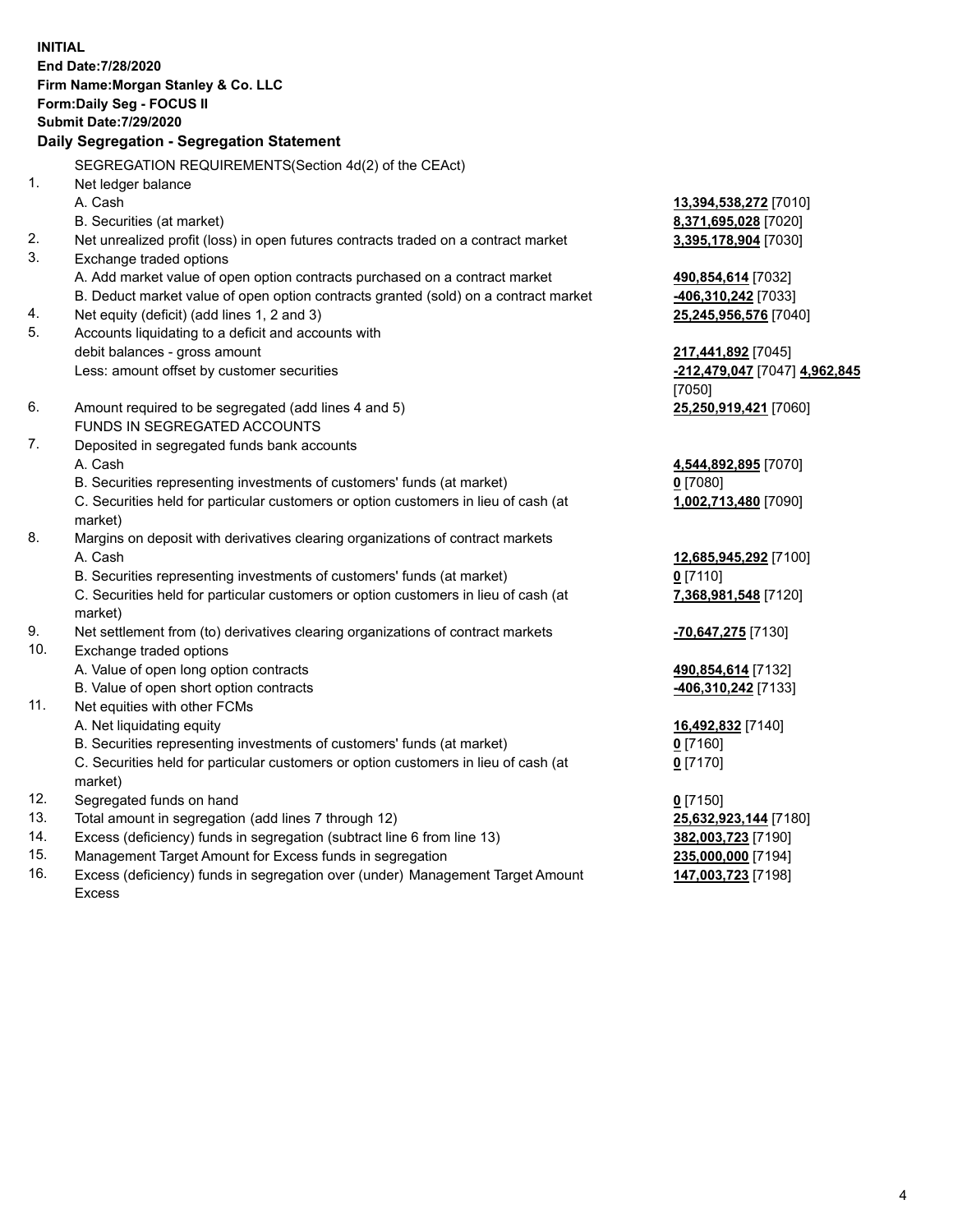**INITIAL**
**End Date:7/28/2020**
**Firm Name:Morgan Stanley & Co. LLC**
**Form:Daily Seg - FOCUS II**
**Submit Date:7/29/2020**

**Daily Segregation - Segregation Statement**

SEGREGATION REQUIREMENTS(Section 4d(2) of the CEAct)

| | | |
|---|---|---|
| 1. | Net ledger balance | |
| | A. Cash | **13,394,538,272** [7010] |
| | B. Securities (at market) | **8,371,695,028** [7020] |
| 2. | Net unrealized profit (loss) in open futures contracts traded on a contract market | **3,395,178,904** [7030] |
| 3. | Exchange traded options | |
| | A. Add market value of open option contracts purchased on a contract market | **490,854,614** [7032] |
| | B. Deduct market value of open option contracts granted (sold) on a contract market | **-406,310,242** [7033] |
| 4. | Net equity (deficit) (add lines 1, 2 and 3) | **25,245,956,576** [7040] |
| 5. | Accounts liquidating to a deficit and accounts with debit balances - gross amount | **217,441,892** [7045] |
| | Less: amount offset by customer securities | **-212,479,047** [7047] **4,962,845** [7050] |
| 6. | Amount required to be segregated (add lines 4 and 5) | **25,250,919,421** [7060] |
| | FUNDS IN SEGREGATED ACCOUNTS | |
| 7. | Deposited in segregated funds bank accounts | |
| | A. Cash | **4,544,892,895** [7070] |
| | B. Securities representing investments of customers' funds (at market) | **0** [7080] |
| | C. Securities held for particular customers or option customers in lieu of cash (at market) | **1,002,713,480** [7090] |
| 8. | Margins on deposit with derivatives clearing organizations of contract markets | |
| | A. Cash | **12,685,945,292** [7100] |
| | B. Securities representing investments of customers' funds (at market) | **0** [7110] |
| | C. Securities held for particular customers or option customers in lieu of cash (at market) | **7,368,981,548** [7120] |
| 9. | Net settlement from (to) derivatives clearing organizations of contract markets | **-70,647,275** [7130] |
| 10. | Exchange traded options | |
| | A. Value of open long option contracts | **490,854,614** [7132] |
| | B. Value of open short option contracts | **-406,310,242** [7133] |
| 11. | Net equities with other FCMs | |
| | A. Net liquidating equity | **16,492,832** [7140] |
| | B. Securities representing investments of customers' funds (at market) | **0** [7160] |
| | C. Securities held for particular customers or option customers in lieu of cash (at market) | **0** [7170] |
| 12. | Segregated funds on hand | **0** [7150] |
| 13. | Total amount in segregation (add lines 7 through 12) | **25,632,923,144** [7180] |
| 14. | Excess (deficiency) funds in segregation (subtract line 6 from line 13) | **382,003,723** [7190] |
| 15. | Management Target Amount for Excess funds in segregation | **235,000,000** [7194] |
| 16. | Excess (deficiency) funds in segregation over (under) Management Target Amount Excess | **147,003,723** [7198] |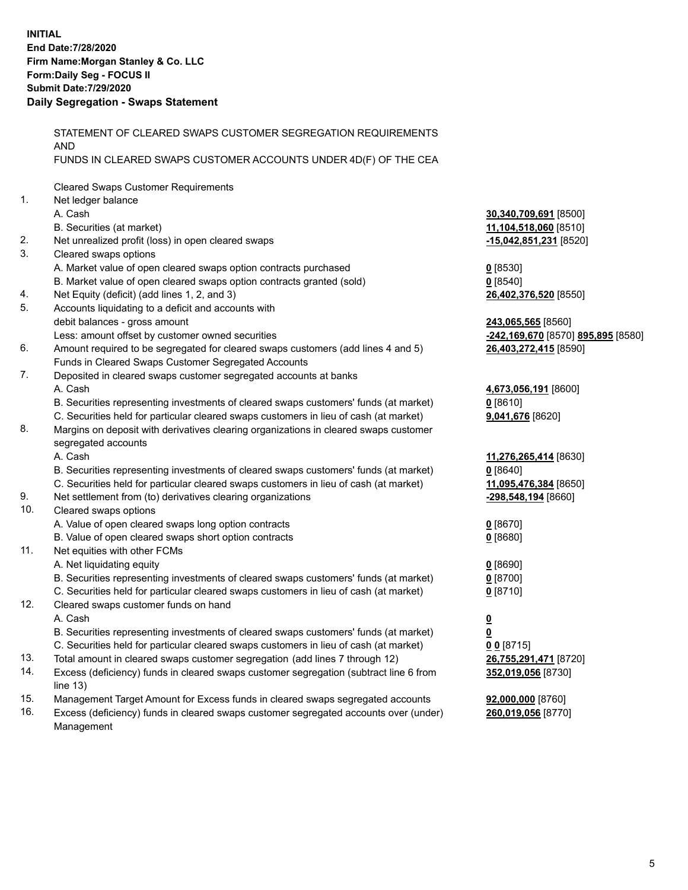**INITIAL**
**End Date:7/28/2020**
**Firm Name:Morgan Stanley & Co. LLC**
**Form:Daily Seg - FOCUS II**
**Submit Date:7/29/2020**
**Daily Segregation - Swaps Statement**

STATEMENT OF CLEARED SWAPS CUSTOMER SEGREGATION REQUIREMENTS AND FUNDS IN CLEARED SWAPS CUSTOMER ACCOUNTS UNDER 4D(F) OF THE CEA

| | | |
|---|---|---|
| | Cleared Swaps Customer Requirements | |
| 1. | Net ledger balance | |
| | A. Cash | **30,340,709,691** [8500] |
| | B. Securities (at market) | **11,104,518,060** [8510] |
| 2. | Net unrealized profit (loss) in open cleared swaps | **-15,042,851,231** [8520] |
| 3. | Cleared swaps options | |
| | A. Market value of open cleared swaps option contracts purchased | **0** [8530] |
| | B. Market value of open cleared swaps option contracts granted (sold) | **0** [8540] |
| 4. | Net Equity (deficit) (add lines 1, 2, and 3) | **26,402,376,520** [8550] |
| 5. | Accounts liquidating to a deficit and accounts with debit balances - gross amount | **243,065,565** [8560] |
| | Less: amount offset by customer owned securities | **-242,169,670** [8570] **895,895** [8580] |
| 6. | Amount required to be segregated for cleared swaps customers (add lines 4 and 5) | **26,403,272,415** [8590] |
| | Funds in Cleared Swaps Customer Segregated Accounts | |
| 7. | Deposited in cleared swaps customer segregated accounts at banks | |
| | A. Cash | **4,673,056,191** [8600] |
| | B. Securities representing investments of cleared swaps customers' funds (at market) | **0** [8610] |
| | C. Securities held for particular cleared swaps customers in lieu of cash (at market) | **9,041,676** [8620] |
| 8. | Margins on deposit with derivatives clearing organizations in cleared swaps customer segregated accounts | |
| | A. Cash | **11,276,265,414** [8630] |
| | B. Securities representing investments of cleared swaps customers' funds (at market) | **0** [8640] |
| | C. Securities held for particular cleared swaps customers in lieu of cash (at market) | **11,095,476,384** [8650] |
| 9. | Net settlement from (to) derivatives clearing organizations | **-298,548,194** [8660] |
| 10. | Cleared swaps options | |
| | A. Value of open cleared swaps long option contracts | **0** [8670] |
| | B. Value of open cleared swaps short option contracts | **0** [8680] |
| 11. | Net equities with other FCMs | |
| | A. Net liquidating equity | **0** [8690] |
| | B. Securities representing investments of cleared swaps customers' funds (at market) | **0** [8700] |
| | C. Securities held for particular cleared swaps customers in lieu of cash (at market) | **0** [8710] |
| 12. | Cleared swaps customer funds on hand | |
| | A. Cash | **0** |
| | B. Securities representing investments of cleared swaps customers' funds (at market) | **0** |
| | C. Securities held for particular cleared swaps customers in lieu of cash (at market) | **0** **0** [8715] |
| 13. | Total amount in cleared swaps customer segregation (add lines 7 through 12) | **26,755,291,471** [8720] |
| 14. | Excess (deficiency) funds in cleared swaps customer segregation (subtract line 6 from line 13) | **352,019,056** [8730] |
| 15. | Management Target Amount for Excess funds in cleared swaps segregated accounts | **92,000,000** [8760] |
| 16. | Excess (deficiency) funds in cleared swaps customer segregated accounts over (under) Management | **260,019,056** [8770] |